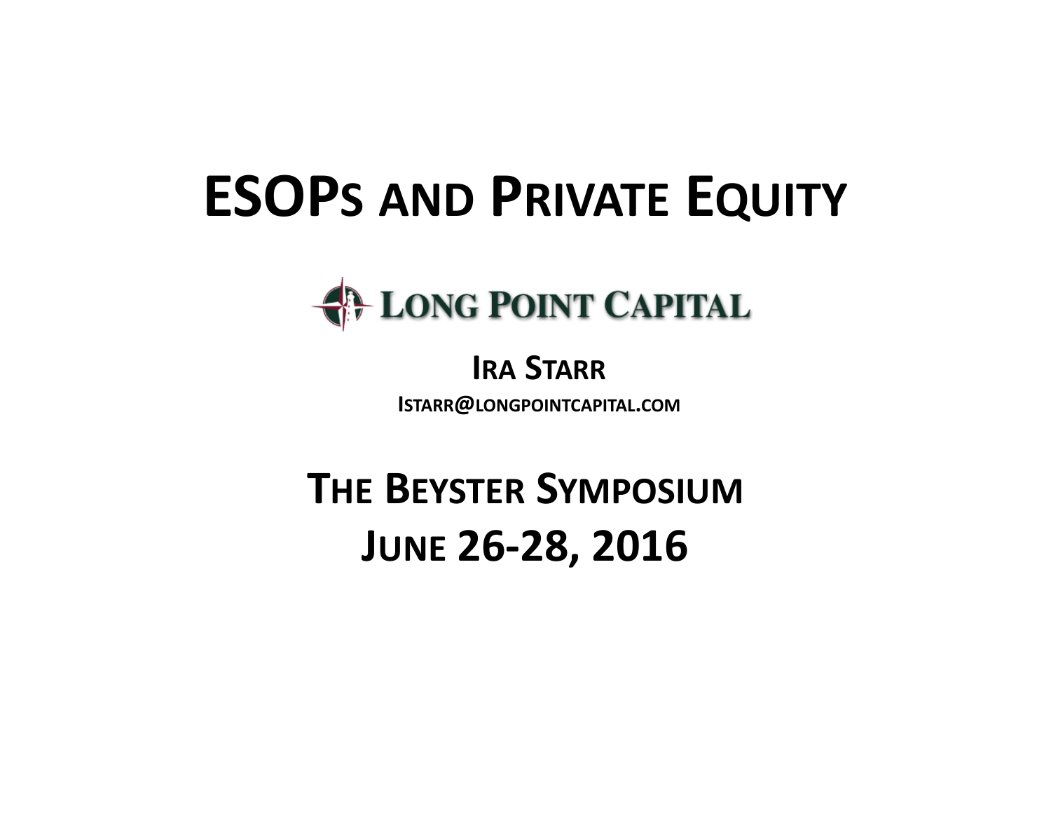# ESOPs and Private Equity

Long Point Capital

**Ira Starr**

Istarr@longpointcapital.com

**The Beyster Symposium**

**June 26-28, 2016**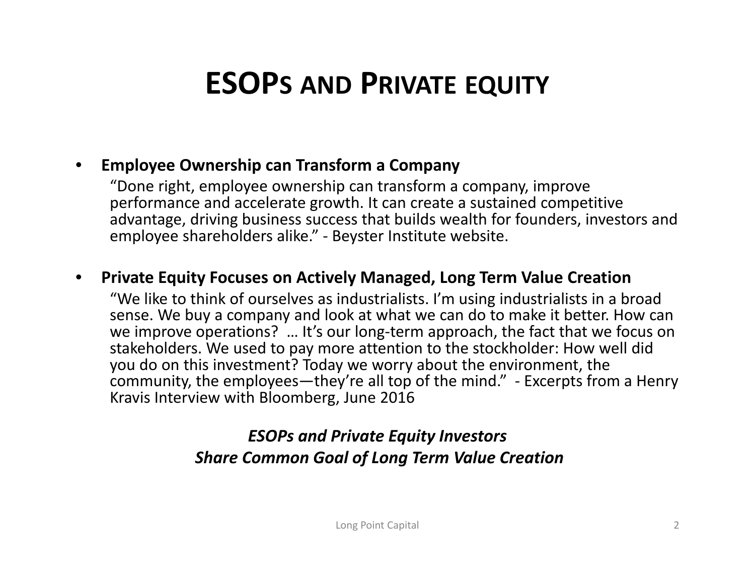# ESOPs and Private Equity

- **Employee Ownership can Transform a Company**

  "Done right, employee ownership can transform a company, improve performance and accelerate growth. It can create a sustained competitive advantage, driving business success that builds wealth for founders, investors and employee shareholders alike." - Beyster Institute website.

- **Private Equity Focuses on Actively Managed, Long Term Value Creation**

  "We like to think of ourselves as industrialists. I'm using industrialists in a broad sense. We buy a company and look at what we can do to make it better. How can we improve operations? … It's our long-term approach, the fact that we focus on stakeholders. We used to pay more attention to the stockholder: How well did you do on this investment? Today we worry about the environment, the community, the employees—they're all top of the mind." - Excerpts from a Henry Kravis Interview with Bloomberg, June 2016

***ESOPs and Private Equity Investors***
***Share Common Goal of Long Term Value Creation***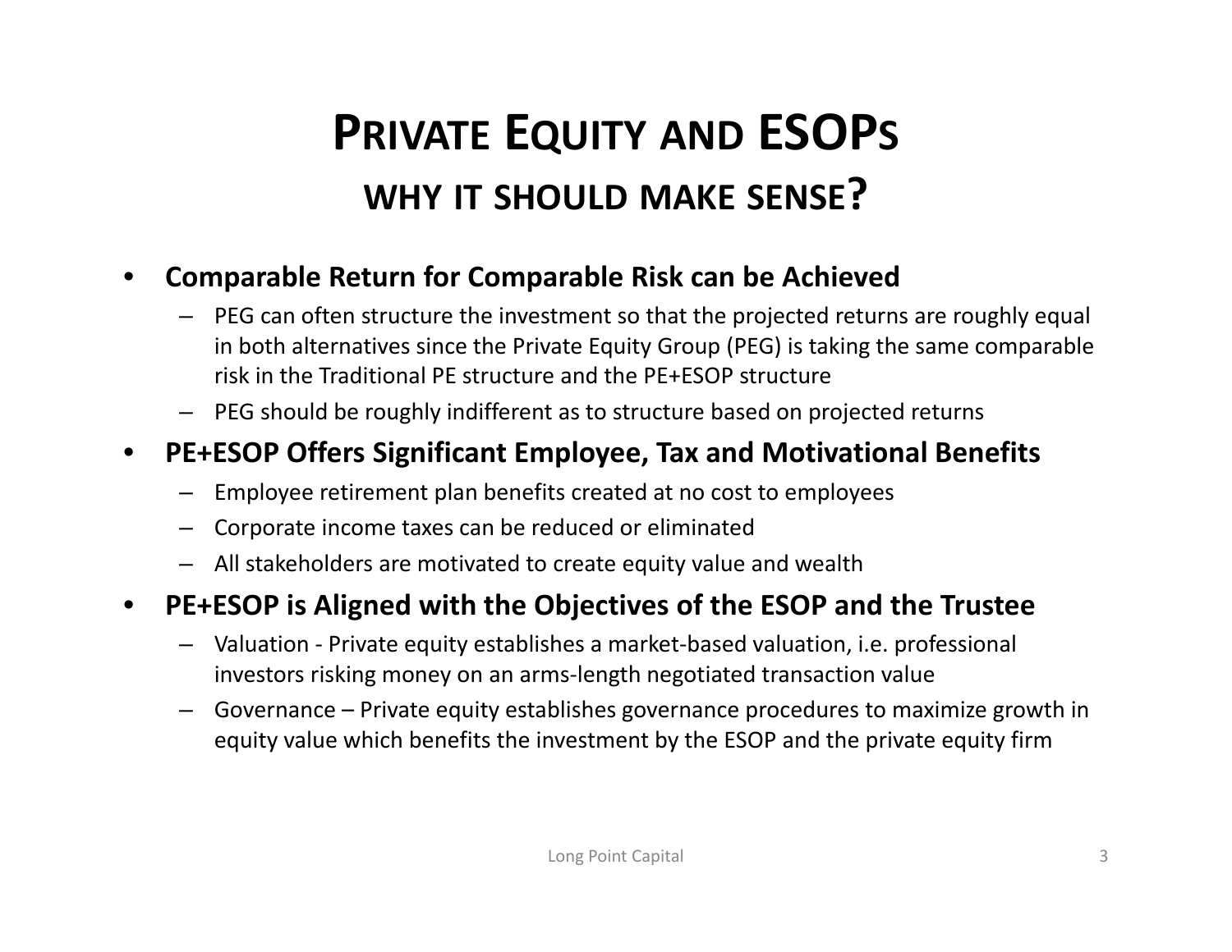# Private Equity and ESOPs

## why it should make sense?

- **Comparable Return for Comparable Risk can be Achieved**
  - PEG can often structure the investment so that the projected returns are roughly equal in both alternatives since the Private Equity Group (PEG) is taking the same comparable risk in the Traditional PE structure and the PE+ESOP structure
  - PEG should be roughly indifferent as to structure based on projected returns
- **PE+ESOP Offers Significant Employee, Tax and Motivational Benefits**
  - Employee retirement plan benefits created at no cost to employees
  - Corporate income taxes can be reduced or eliminated
  - All stakeholders are motivated to create equity value and wealth
- **PE+ESOP is Aligned with the Objectives of the ESOP and the Trustee**
  - Valuation - Private equity establishes a market-based valuation, i.e. professional investors risking money on an arms-length negotiated transaction value
  - Governance – Private equity establishes governance procedures to maximize growth in equity value which benefits the investment by the ESOP and the private equity firm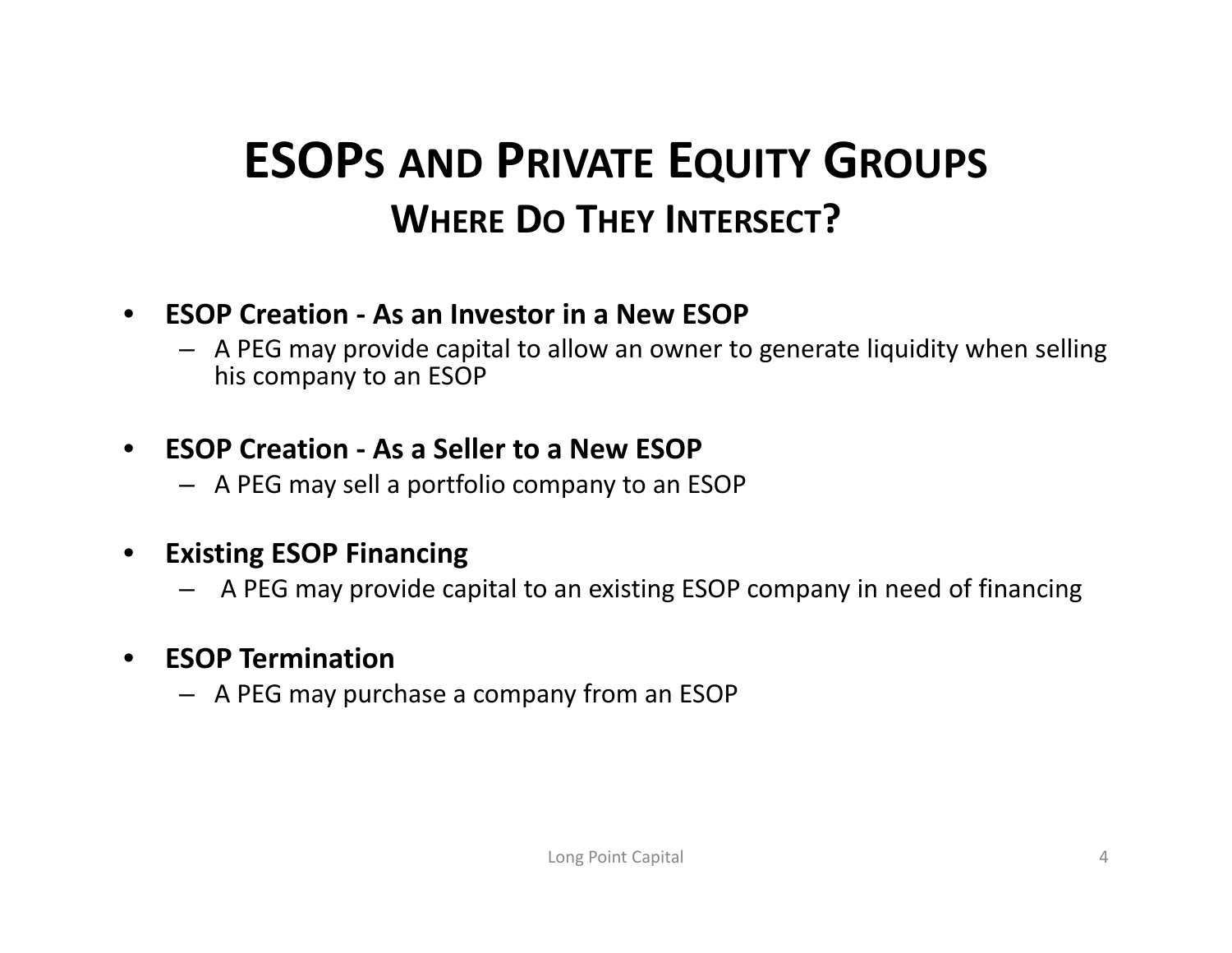# ESOPs and Private Equity Groups

## Where Do They Intersect?

- **ESOP Creation - As an Investor in a New ESOP**
  - A PEG may provide capital to allow an owner to generate liquidity when selling his company to an ESOP
- **ESOP Creation - As a Seller to a New ESOP**
  - A PEG may sell a portfolio company to an ESOP
- **Existing ESOP Financing**
  - A PEG may provide capital to an existing ESOP company in need of financing
- **ESOP Termination**
  - A PEG may purchase a company from an ESOP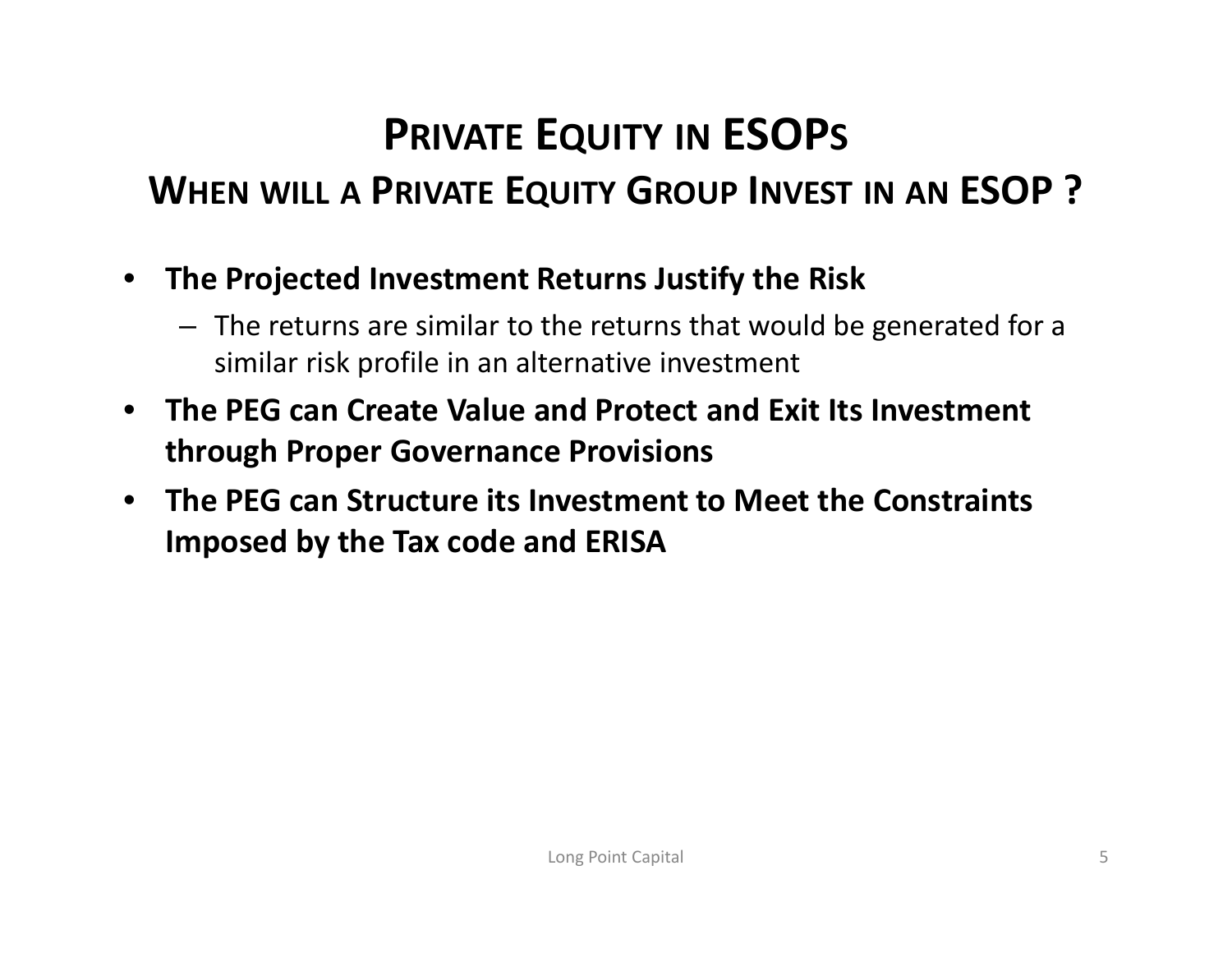# Private Equity in ESOPs

## When will a Private Equity Group Invest in an ESOP ?

- **The Projected Investment Returns Justify the Risk**
  - The returns are similar to the returns that would be generated for a similar risk profile in an alternative investment
- **The PEG can Create Value and Protect and Exit Its Investment through Proper Governance Provisions**
- **The PEG can Structure its Investment to Meet the Constraints Imposed by the Tax code and ERISA**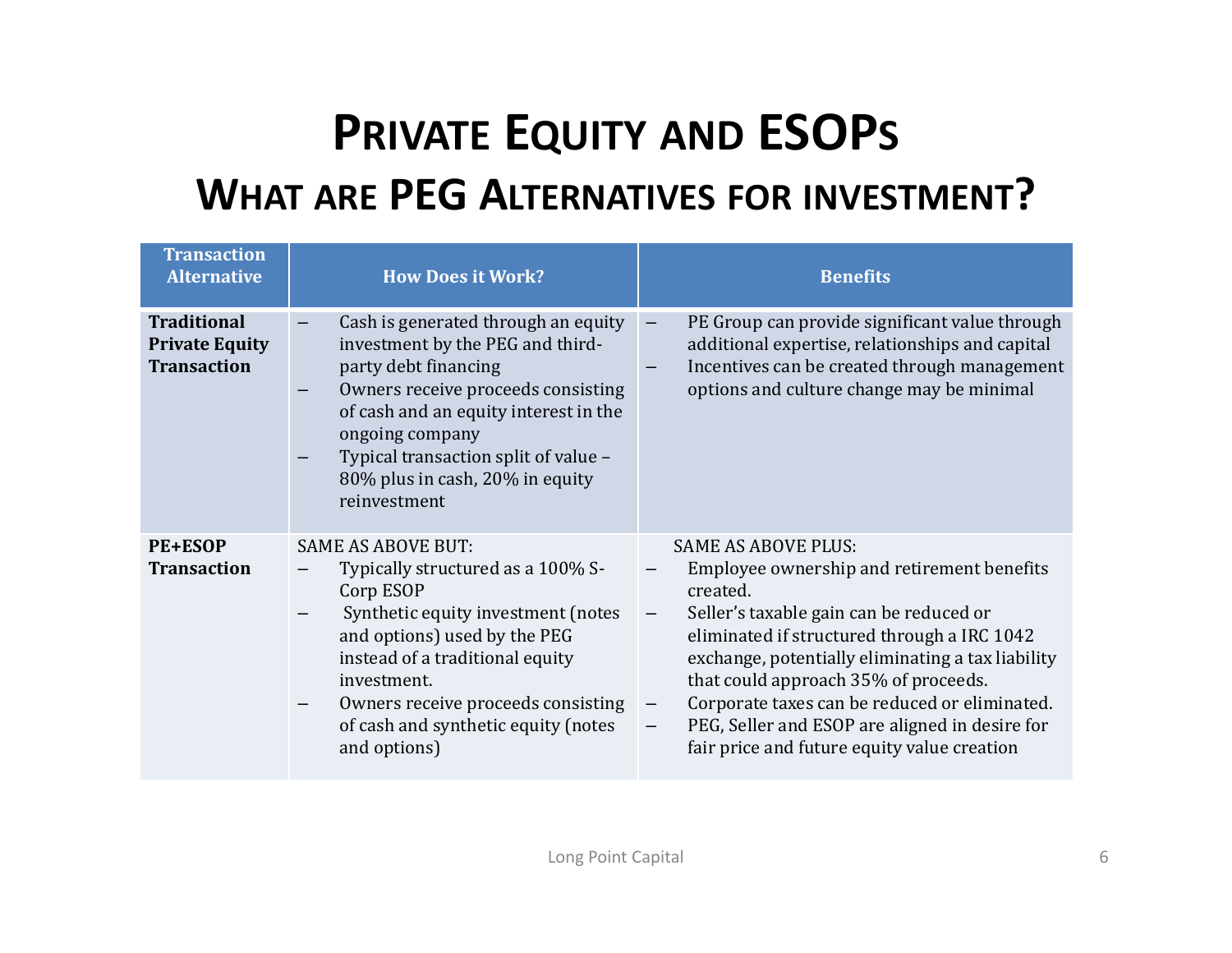# Private Equity and ESOPs

## What are PEG Alternatives for investment?

| Transaction Alternative | How Does it Work? | Benefits |
|---|---|---|
| **Traditional Private Equity Transaction** | – Cash is generated through an equity investment by the PEG and third-party debt financing<br>– Owners receive proceeds consisting of cash and an equity interest in the ongoing company<br>– Typical transaction split of value – 80% plus in cash, 20% in equity reinvestment | – PE Group can provide significant value through additional expertise, relationships and capital<br>– Incentives can be created through management options and culture change may be minimal |
| **PE+ESOP Transaction** | SAME AS ABOVE BUT:<br>– Typically structured as a 100% S-Corp ESOP<br>– Synthetic equity investment (notes and options) used by the PEG instead of a traditional equity investment.<br>– Owners receive proceeds consisting of cash and synthetic equity (notes and options) | SAME AS ABOVE PLUS:<br>– Employee ownership and retirement benefits created.<br>– Seller's taxable gain can be reduced or eliminated if structured through a IRC 1042 exchange, potentially eliminating a tax liability that could approach 35% of proceeds.<br>– Corporate taxes can be reduced or eliminated.<br>– PEG, Seller and ESOP are aligned in desire for fair price and future equity value creation |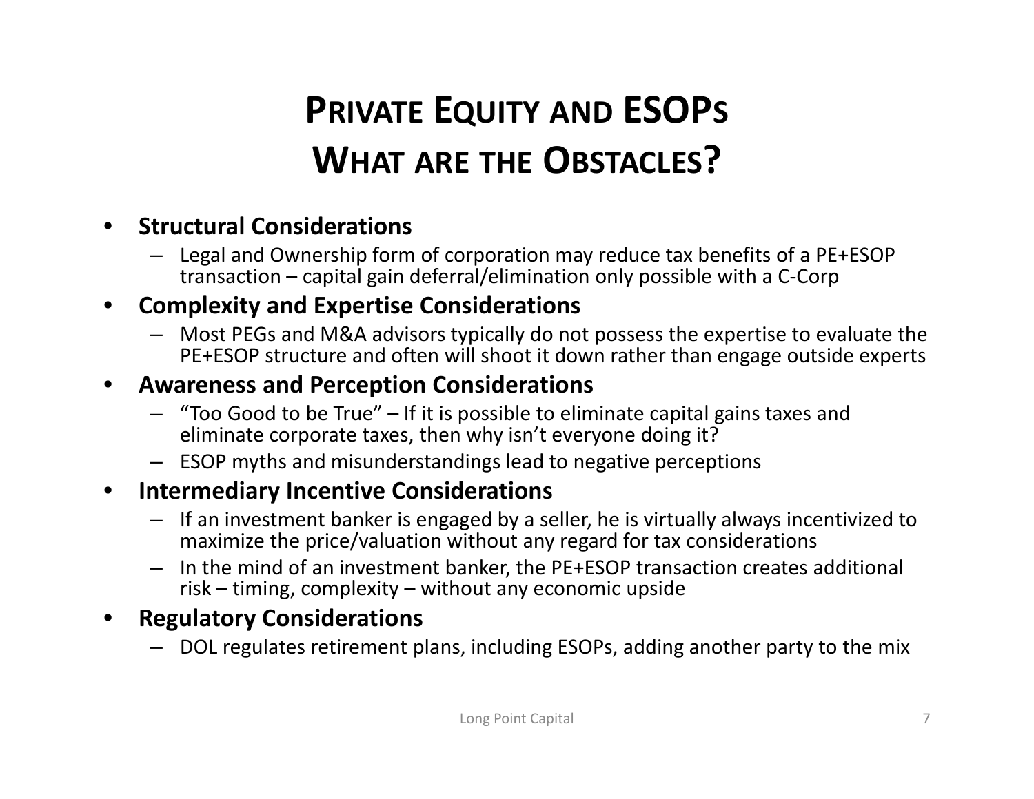# Private Equity and ESOPs
# What are the Obstacles?

- **Structural Considerations**
  - Legal and Ownership form of corporation may reduce tax benefits of a PE+ESOP transaction – capital gain deferral/elimination only possible with a C-Corp
- **Complexity and Expertise Considerations**
  - Most PEGs and M&A advisors typically do not possess the expertise to evaluate the PE+ESOP structure and often will shoot it down rather than engage outside experts
- **Awareness and Perception Considerations**
  - "Too Good to be True" – If it is possible to eliminate capital gains taxes and eliminate corporate taxes, then why isn't everyone doing it?
  - ESOP myths and misunderstandings lead to negative perceptions
- **Intermediary Incentive Considerations**
  - If an investment banker is engaged by a seller, he is virtually always incentivized to maximize the price/valuation without any regard for tax considerations
  - In the mind of an investment banker, the PE+ESOP transaction creates additional risk – timing, complexity – without any economic upside
- **Regulatory Considerations**
  - DOL regulates retirement plans, including ESOPs, adding another party to the mix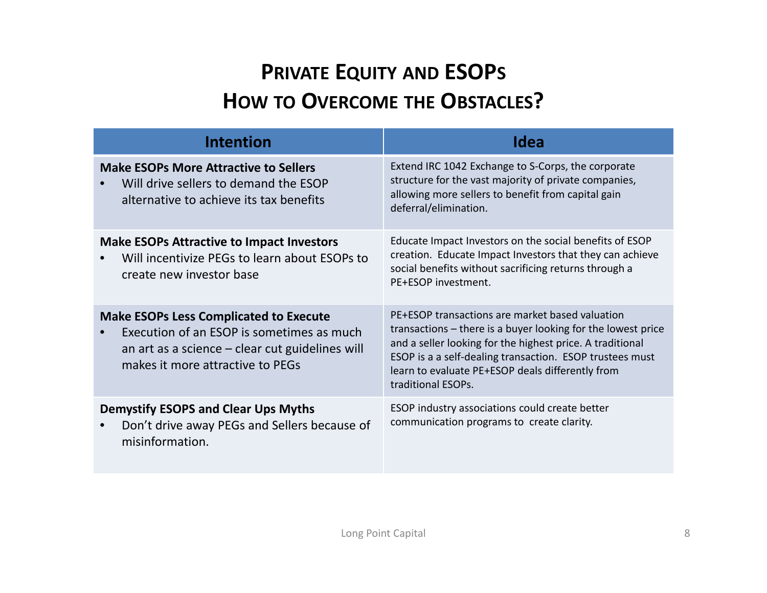# Private Equity and ESOPs
# How to Overcome the Obstacles?

| Intention | Idea |
|---|---|
| **Make ESOPs More Attractive to Sellers**<br>• Will drive sellers to demand the ESOP alternative to achieve its tax benefits | Extend IRC 1042 Exchange to S-Corps, the corporate structure for the vast majority of private companies, allowing more sellers to benefit from capital gain deferral/elimination. |
| **Make ESOPs Attractive to Impact Investors**<br>• Will incentivize PEGs to learn about ESOPs to create new investor base | Educate Impact Investors on the social benefits of ESOP creation. Educate Impact Investors that they can achieve social benefits without sacrificing returns through a PE+ESOP investment. |
| **Make ESOPs Less Complicated to Execute**<br>• Execution of an ESOP is sometimes as much an art as a science – clear cut guidelines will makes it more attractive to PEGs | PE+ESOP transactions are market based valuation transactions – there is a buyer looking for the lowest price and a seller looking for the highest price. A traditional ESOP is a a self-dealing transaction. ESOP trustees must learn to evaluate PE+ESOP deals differently from traditional ESOPs. |
| **Demystify ESOPS and Clear Ups Myths**<br>• Don't drive away PEGs and Sellers because of misinformation. | ESOP industry associations could create better communication programs to create clarity. |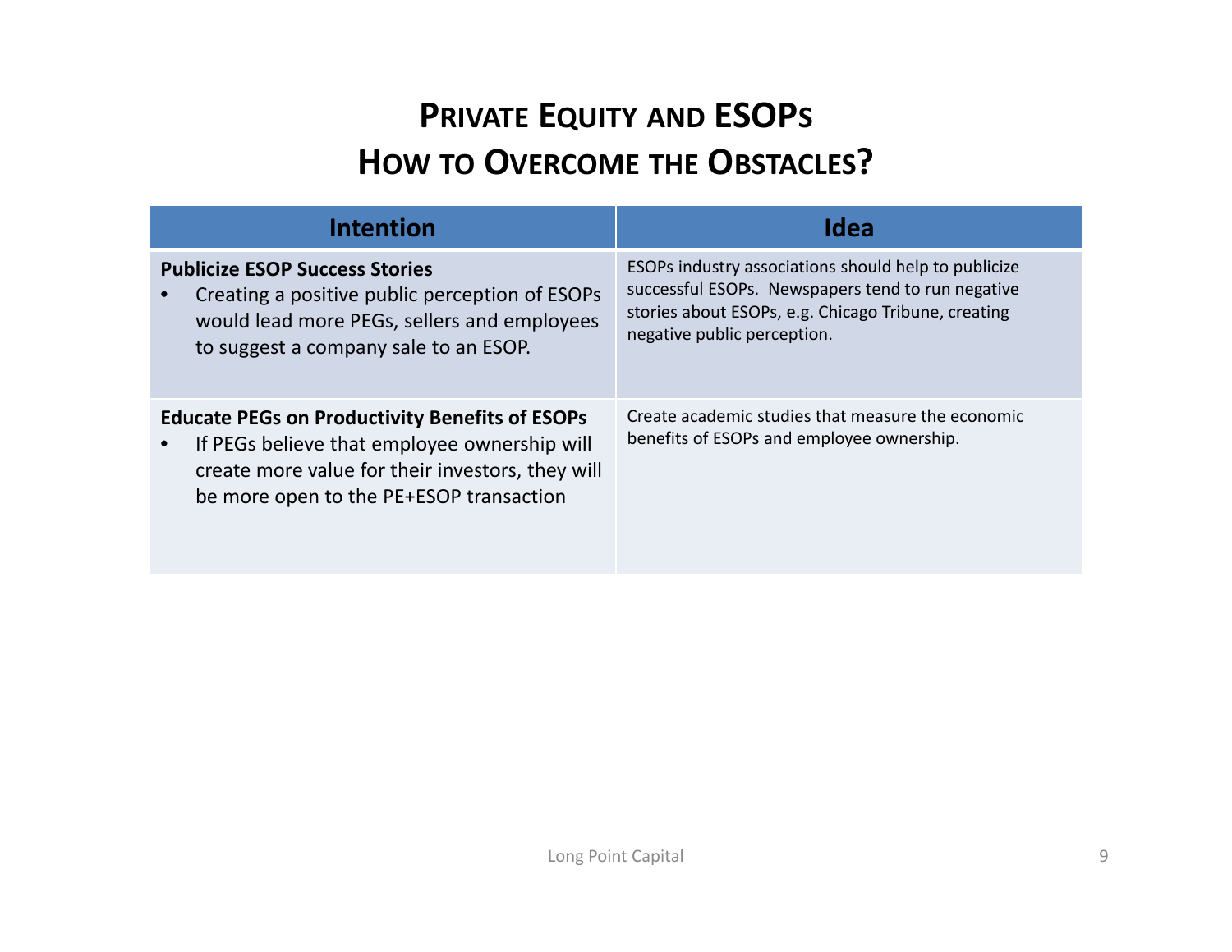# Private Equity and ESOPs
# How to Overcome the Obstacles?

| Intention | Idea |
| --- | --- |
| **Publicize ESOP Success Stories**<br>• Creating a positive public perception of ESOPs would lead more PEGs, sellers and employees to suggest a company sale to an ESOP. | ESOPs industry associations should help to publicize successful ESOPs. Newspapers tend to run negative stories about ESOPs, e.g. Chicago Tribune, creating negative public perception. |
| **Educate PEGs on Productivity Benefits of ESOPs**<br>• If PEGs believe that employee ownership will create more value for their investors, they will be more open to the PE+ESOP transaction | Create academic studies that measure the economic benefits of ESOPs and employee ownership. |

Long Point Capital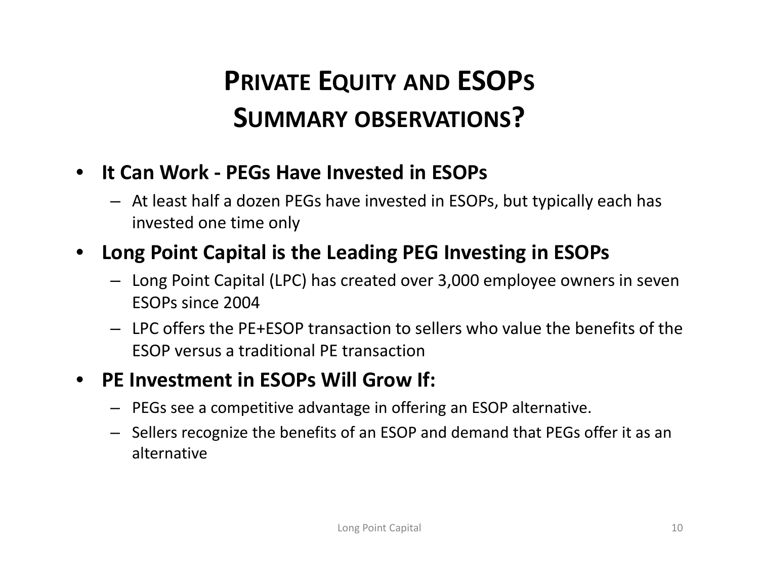# PRIVATE EQUITY AND ESOPS
# SUMMARY OBSERVATIONS?

- **It Can Work - PEGs Have Invested in ESOPs**
  - At least half a dozen PEGs have invested in ESOPs, but typically each has invested one time only
- **Long Point Capital is the Leading PEG Investing in ESOPs**
  - Long Point Capital (LPC) has created over 3,000 employee owners in seven ESOPs since 2004
  - LPC offers the PE+ESOP transaction to sellers who value the benefits of the ESOP versus a traditional PE transaction
- **PE Investment in ESOPs Will Grow If:**
  - PEGs see a competitive advantage in offering an ESOP alternative.
  - Sellers recognize the benefits of an ESOP and demand that PEGs offer it as an alternative